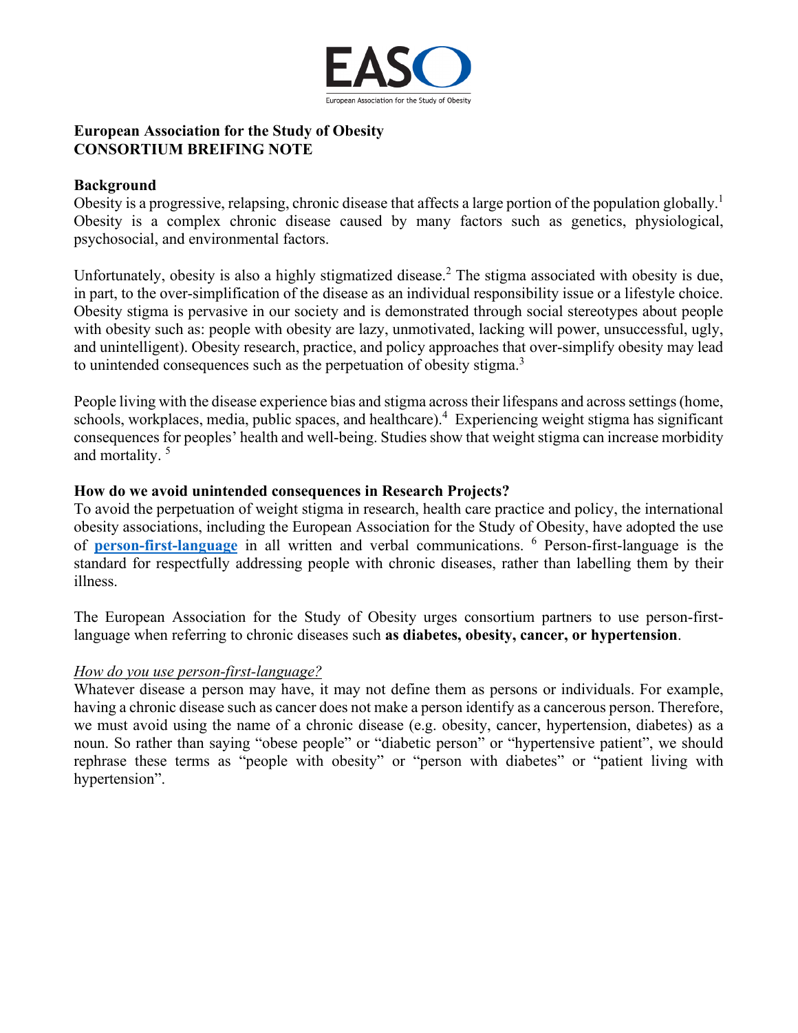EASO

European Association for the Study of Obesity

**European Association for the Study of Obesity**
**CONSORTIUM BREIFING NOTE**

**Background**

Obesity is a progressive, relapsing, chronic disease that affects a large portion of the population globally.[1] Obesity is a complex chronic disease caused by many factors such as genetics, physiological, psychosocial, and environmental factors.

Unfortunately, obesity is also a highly stigmatized disease.[2] The stigma associated with obesity is due, in part, to the over-simplification of the disease as an individual responsibility issue or a lifestyle choice. Obesity stigma is pervasive in our society and is demonstrated through social stereotypes about people with obesity such as: people with obesity are lazy, unmotivated, lacking will power, unsuccessful, ugly, and unintelligent). Obesity research, practice, and policy approaches that over-simplify obesity may lead to unintended consequences such as the perpetuation of obesity stigma.[3]

People living with the disease experience bias and stigma across their lifespans and across settings (home, schools, workplaces, media, public spaces, and healthcare).[4] Experiencing weight stigma has significant consequences for peoples' health and well-being. Studies show that weight stigma can increase morbidity and mortality. [5]

**How do we avoid unintended consequences in Research Projects?**

To avoid the perpetuation of weight stigma in research, health care practice and policy, the international obesity associations, including the European Association for the Study of Obesity, have adopted the use of **person-first-language** in all written and verbal communications. [6] Person-first-language is the standard for respectfully addressing people with chronic diseases, rather than labelling them by their illness.

The European Association for the Study of Obesity urges consortium partners to use person-first-language when referring to chronic diseases such **as diabetes, obesity, cancer, or hypertension**.

*How do you use person-first-language?*

Whatever disease a person may have, it may not define them as persons or individuals. For example, having a chronic disease such as cancer does not make a person identify as a cancerous person. Therefore, we must avoid using the name of a chronic disease (e.g. obesity, cancer, hypertension, diabetes) as a noun. So rather than saying "obese people" or "diabetic person" or "hypertensive patient", we should rephrase these terms as "people with obesity" or "person with diabetes" or "patient living with hypertension".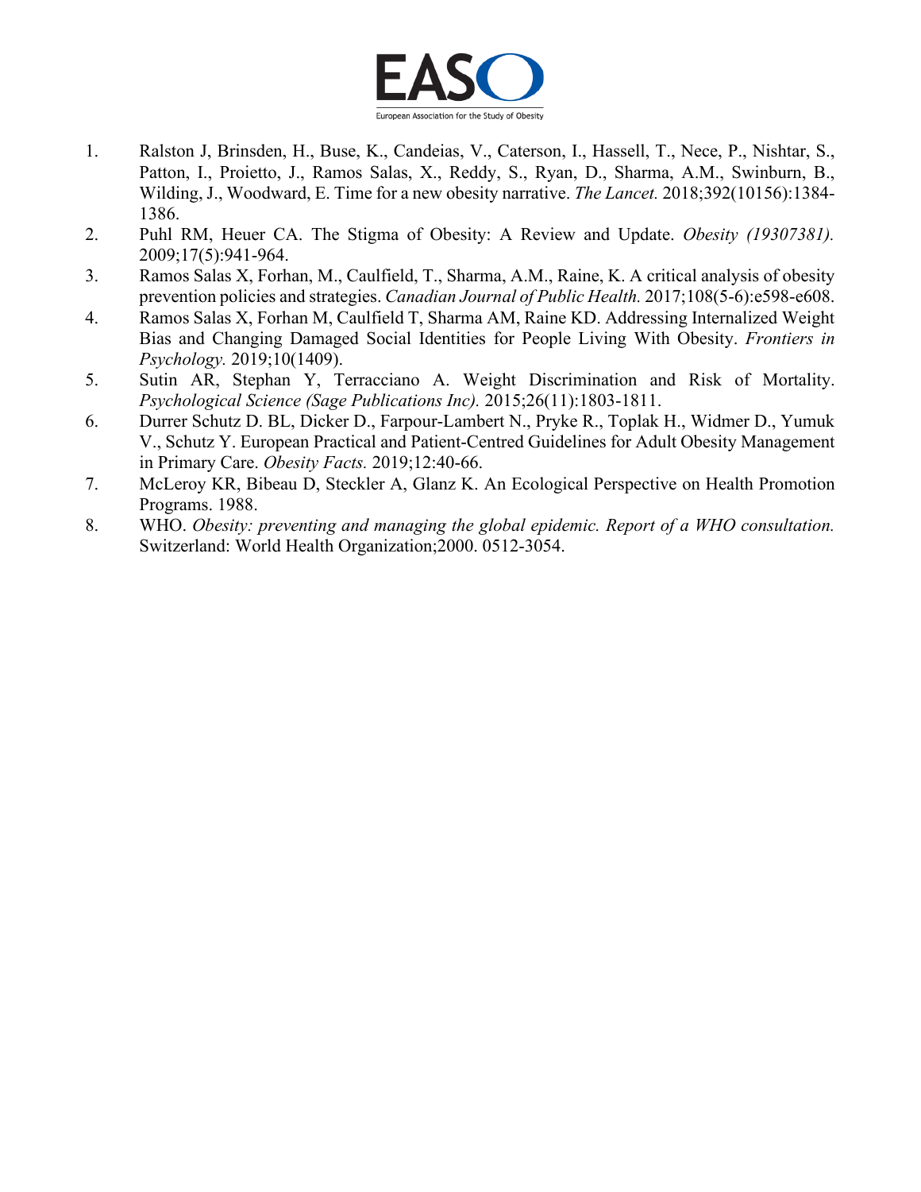1. Ralston J, Brinsden, H., Buse, K., Candeias, V., Caterson, I., Hassell, T., Nece, P., Nishtar, S., Patton, I., Proietto, J., Ramos Salas, X., Reddy, S., Ryan, D., Sharma, A.M., Swinburn, B., Wilding, J., Woodward, E. Time for a new obesity narrative. *The Lancet.* 2018;392(10156):1384-1386.
2. Puhl RM, Heuer CA. The Stigma of Obesity: A Review and Update. *Obesity (19307381).* 2009;17(5):941-964.
3. Ramos Salas X, Forhan, M., Caulfield, T., Sharma, A.M., Raine, K. A critical analysis of obesity prevention policies and strategies. *Canadian Journal of Public Health.* 2017;108(5-6):e598-e608.
4. Ramos Salas X, Forhan M, Caulfield T, Sharma AM, Raine KD. Addressing Internalized Weight Bias and Changing Damaged Social Identities for People Living With Obesity. *Frontiers in Psychology.* 2019;10(1409).
5. Sutin AR, Stephan Y, Terracciano A. Weight Discrimination and Risk of Mortality. *Psychological Science (Sage Publications Inc).* 2015;26(11):1803-1811.
6. Durrer Schutz D. BL, Dicker D., Farpour-Lambert N., Pryke R., Toplak H., Widmer D., Yumuk V., Schutz Y. European Practical and Patient-Centred Guidelines for Adult Obesity Management in Primary Care. *Obesity Facts.* 2019;12:40-66.
7. McLeroy KR, Bibeau D, Steckler A, Glanz K. An Ecological Perspective on Health Promotion Programs. 1988.
8. WHO. *Obesity: preventing and managing the global epidemic. Report of a WHO consultation.* Switzerland: World Health Organization;2000. 0512-3054.